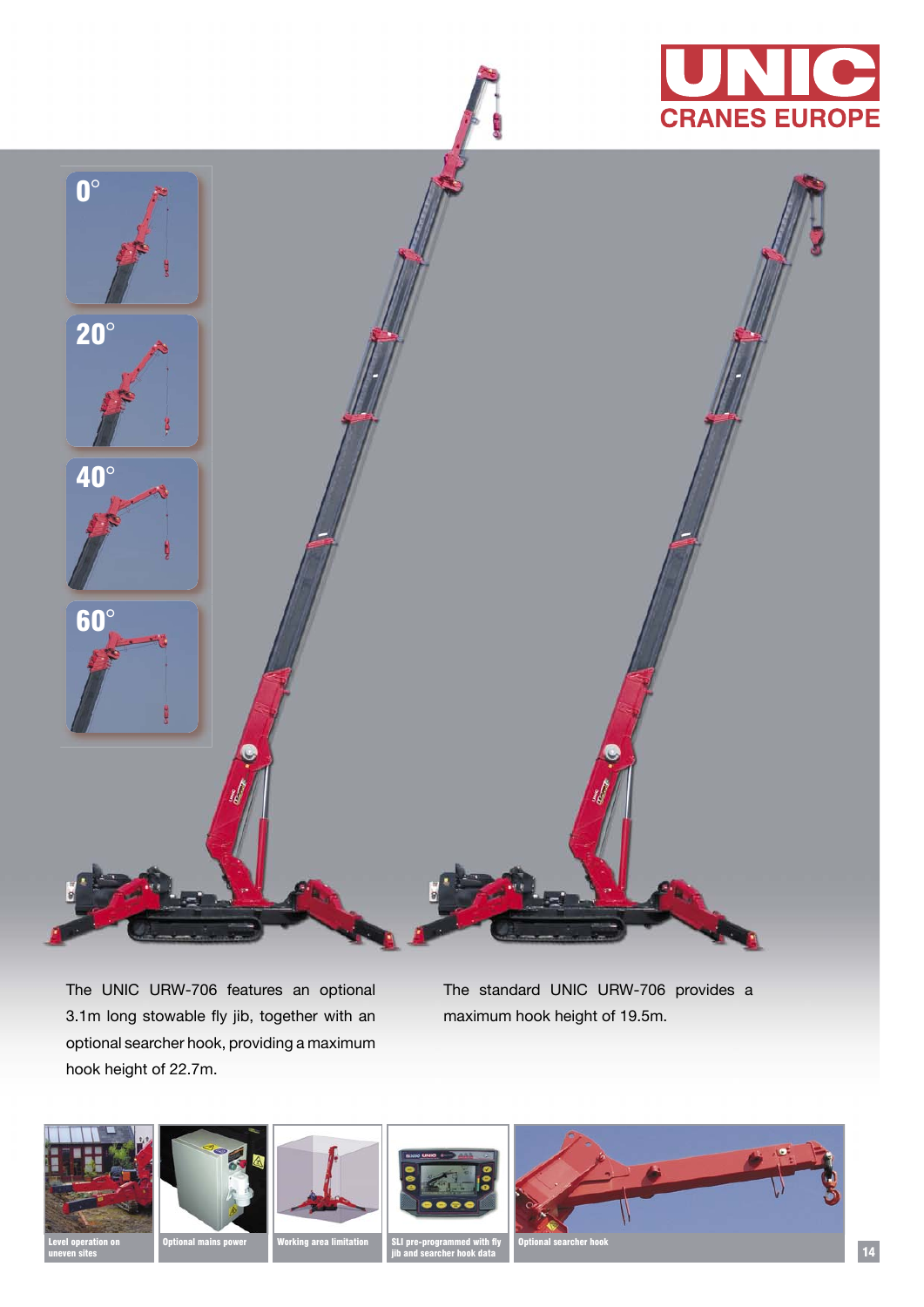UNIC CRANES EUROPE

0°

20°

40°

60°

The UNIC URW-706 features an optional 3.1m long stowable fly jib, together with an optional searcher hook, providing a maximum hook height of 22.7m.

The standard UNIC URW-706 provides a maximum hook height of 19.5m.

Level operation on uneven sites

Optional mains power

Working area limitation

SLI pre-programmed with fly jib and searcher hook data

Optional searcher hook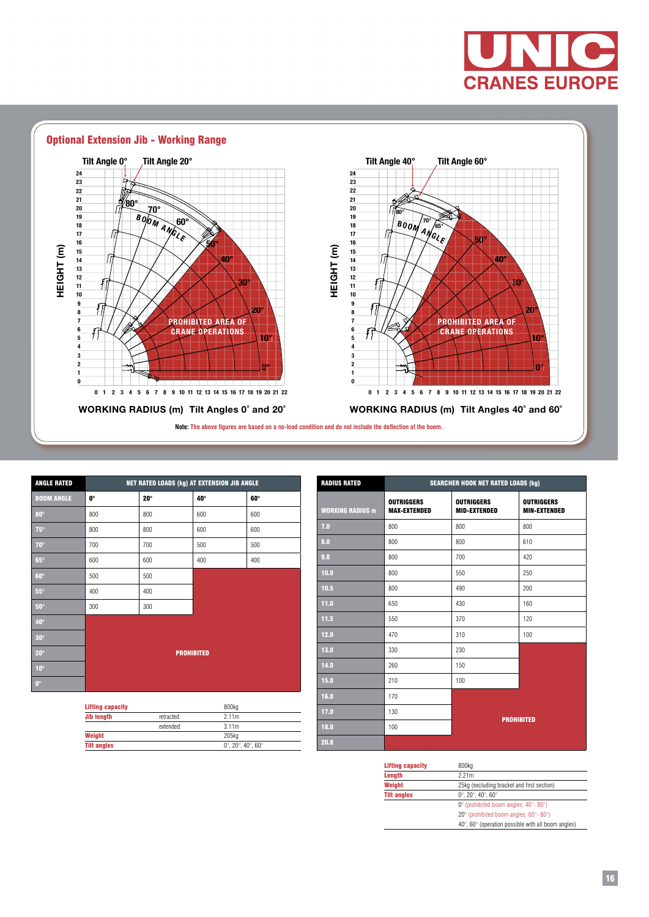UNIC CRANES EUROPE

## Optional Extension Jib - Working Range

Tilt Angle 0° Tilt Angle 20°

HEIGHT (m)

BOOM ANGLE 80° 70° 60° 50° 40° 30° 20° 10° 0°

PROHIBITED AREA OF CRANE OPERATIONS

WORKING RADIUS (m) Tilt Angles 0° and 20°

Tilt Angle 40° Tilt Angle 60°

HEIGHT (m)

BOOM ANGLE 80° 70° 65° 50° 40° 30° 20° 10° 0°

PROHIBITED AREA OF CRANE OPERATIONS

WORKING RADIUS (m) Tilt Angles 40° and 60°

**Note:** The above figures are based on a no-load condition and do not include the deflection of the boom.

| ANGLE RATED | NET RATED LOADS (kg) AT EXTENSION JIB ANGLE | | | |
|---|---|---|---|---|
| BOOM ANGLE | 0° | 20° | 40° | 60° |
| 80° | 800 | 800 | 600 | 600 |
| 75° | 800 | 800 | 600 | 600 |
| 70° | 700 | 700 | 500 | 500 |
| 65° | 600 | 600 | 400 | 400 |
| 60° | 500 | 500 | PROHIBITED | PROHIBITED |
| 55° | 400 | 400 | PROHIBITED | PROHIBITED |
| 50° | 300 | 300 | PROHIBITED | PROHIBITED |
| 40° | PROHIBITED | PROHIBITED | PROHIBITED | PROHIBITED |
| 30° | PROHIBITED | PROHIBITED | PROHIBITED | PROHIBITED |
| 20° | PROHIBITED | PROHIBITED | PROHIBITED | PROHIBITED |
| 10° | PROHIBITED | PROHIBITED | PROHIBITED | PROHIBITED |
| 0° | PROHIBITED | PROHIBITED | PROHIBITED | PROHIBITED |

| | | |
|---|---|---|
| **Lifting capacity** | | 800kg |
| **Jib length** | retracted: | 2.11m |
| | extended: | 3.11m |
| **Weight** | | 205kg |
| **Tilt angles** | | 0°, 20°, 40°, 60° |

| RADIUS RATED | SEARCHER HOOK NET RATED LOADS (kg) | | |
|---|---|---|---|
| WORKING RADIUS m | OUTRIGGERS MAX-EXTENDED | OUTRIGGERS MID-EXTENDED | OUTRIGGERS MIN-EXTENDED |
| 7.0 | 800 | 800 | 800 |
| 8.0 | 800 | 800 | 610 |
| 9.0 | 800 | 700 | 420 |
| 10.0 | 800 | 550 | 250 |
| 10.5 | 800 | 490 | 200 |
| 11.0 | 650 | 430 | 160 |
| 11.5 | 550 | 370 | 120 |
| 12.0 | 470 | 310 | 100 |
| 13.0 | 330 | 230 | PROHIBITED |
| 14.0 | 260 | 150 | PROHIBITED |
| 15.0 | 210 | 100 | PROHIBITED |
| 16.0 | 170 | PROHIBITED | PROHIBITED |
| 17.0 | 130 | PROHIBITED | PROHIBITED |
| 18.0 | 100 | PROHIBITED | PROHIBITED |
| 20.8 | PROHIBITED | PROHIBITED | PROHIBITED |

| | |
|---|---|
| **Lifting capacity** | 800kg |
| **Length** | 2.21m |
| **Weight** | 25kg (excluding bracket and first section) |
| **Tilt angles** | 0°, 20°, 40°, 60° |
| | 0° (prohibited boom angles: 40°- 80°) |
| | 20° (prohibited boom angles: 60°- 80°) |
| | 40°, 60° (operation possible with all boom angles) |